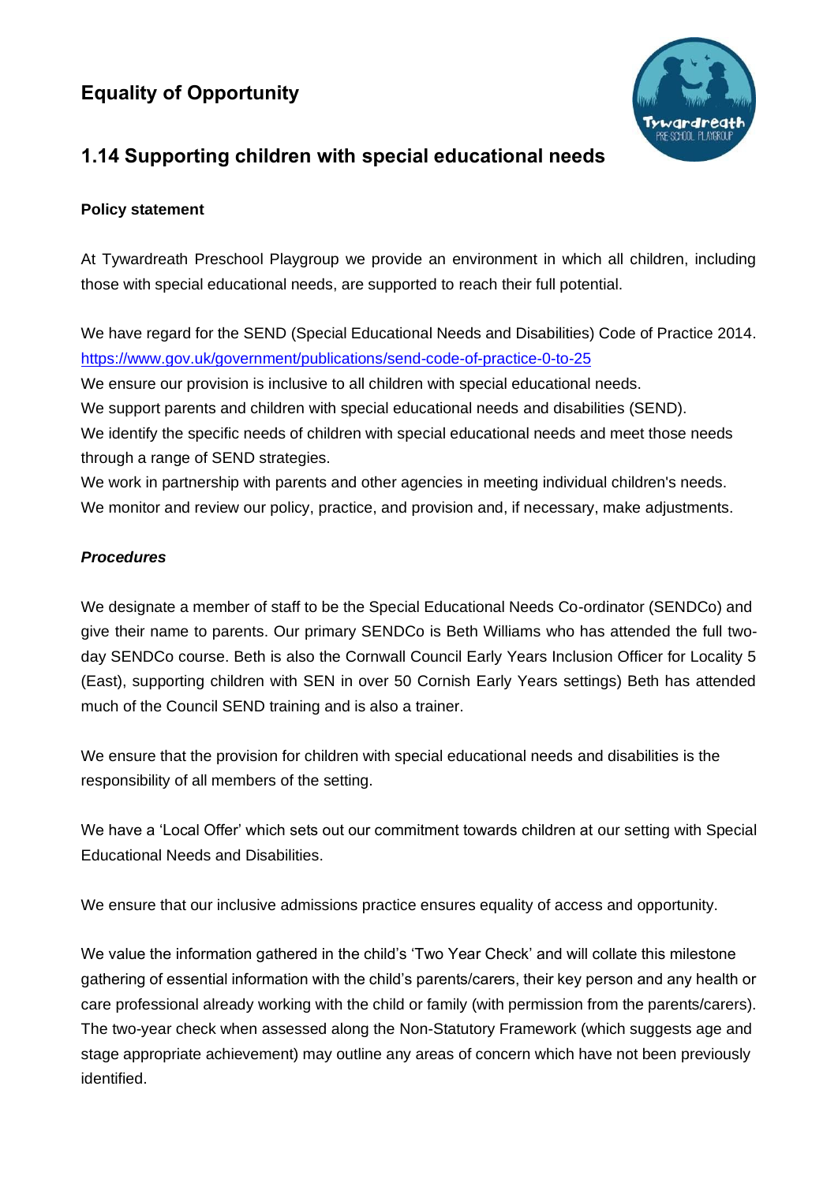# Equality of Opportunity

## 1.14 Supporting children with special educational needs

**Policy statement**

At Tywardreath Preschool Playgroup we provide an environment in which all children, including those with special educational needs, are supported to reach their full potential.

We have regard for the SEND (Special Educational Needs and Disabilities) Code of Practice 2014.
https://www.gov.uk/government/publications/send-code-of-practice-0-to-25
We ensure our provision is inclusive to all children with special educational needs.
We support parents and children with special educational needs and disabilities (SEND).
We identify the specific needs of children with special educational needs and meet those needs through a range of SEND strategies.
We work in partnership with parents and other agencies in meeting individual children's needs.
We monitor and review our policy, practice, and provision and, if necessary, make adjustments.

***Procedures***

We designate a member of staff to be the Special Educational Needs Co-ordinator (SENDCo) and give their name to parents. Our primary SENDCo is Beth Williams who has attended the full two-day SENDCo course. Beth is also the Cornwall Council Early Years Inclusion Officer for Locality 5 (East), supporting children with SEN in over 50 Cornish Early Years settings) Beth has attended much of the Council SEND training and is also a trainer.

We ensure that the provision for children with special educational needs and disabilities is the responsibility of all members of the setting.

We have a 'Local Offer' which sets out our commitment towards children at our setting with Special Educational Needs and Disabilities.

We ensure that our inclusive admissions practice ensures equality of access and opportunity.

We value the information gathered in the child's 'Two Year Check' and will collate this milestone gathering of essential information with the child's parents/carers, their key person and any health or care professional already working with the child or family (with permission from the parents/carers). The two-year check when assessed along the Non-Statutory Framework (which suggests age and stage appropriate achievement) may outline any areas of concern which have not been previously identified.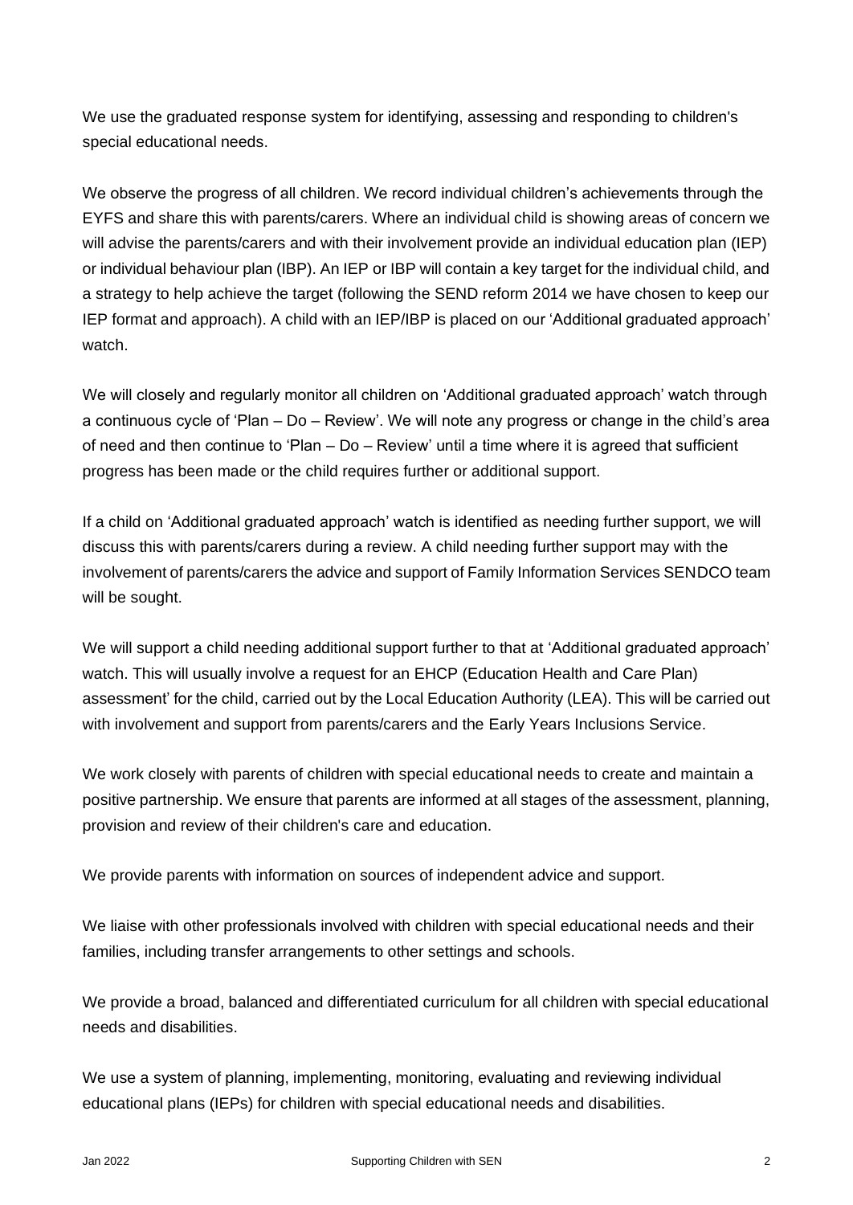We use the graduated response system for identifying, assessing and responding to children's special educational needs.

We observe the progress of all children. We record individual children's achievements through the EYFS and share this with parents/carers. Where an individual child is showing areas of concern we will advise the parents/carers and with their involvement provide an individual education plan (IEP) or individual behaviour plan (IBP). An IEP or IBP will contain a key target for the individual child, and a strategy to help achieve the target (following the SEND reform 2014 we have chosen to keep our IEP format and approach). A child with an IEP/IBP is placed on our 'Additional graduated approach' watch.

We will closely and regularly monitor all children on 'Additional graduated approach' watch through a continuous cycle of 'Plan – Do – Review'. We will note any progress or change in the child's area of need and then continue to 'Plan – Do – Review' until a time where it is agreed that sufficient progress has been made or the child requires further or additional support.

If a child on 'Additional graduated approach' watch is identified as needing further support, we will discuss this with parents/carers during a review. A child needing further support may with the involvement of parents/carers the advice and support of Family Information Services SENDCO team will be sought.

We will support a child needing additional support further to that at 'Additional graduated approach' watch. This will usually involve a request for an EHCP (Education Health and Care Plan) assessment' for the child, carried out by the Local Education Authority (LEA). This will be carried out with involvement and support from parents/carers and the Early Years Inclusions Service.

We work closely with parents of children with special educational needs to create and maintain a positive partnership. We ensure that parents are informed at all stages of the assessment, planning, provision and review of their children's care and education.

We provide parents with information on sources of independent advice and support.

We liaise with other professionals involved with children with special educational needs and their families, including transfer arrangements to other settings and schools.

We provide a broad, balanced and differentiated curriculum for all children with special educational needs and disabilities.

We use a system of planning, implementing, monitoring, evaluating and reviewing individual educational plans (IEPs) for children with special educational needs and disabilities.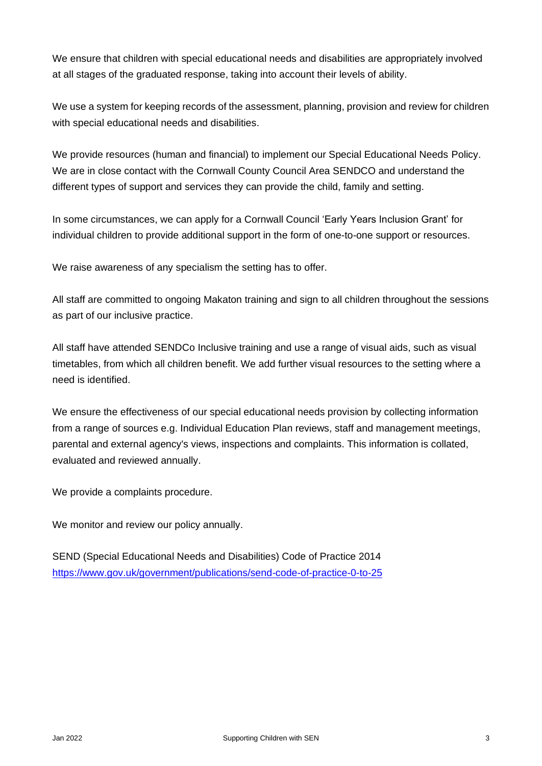We ensure that children with special educational needs and disabilities are appropriately involved at all stages of the graduated response, taking into account their levels of ability.

We use a system for keeping records of the assessment, planning, provision and review for children with special educational needs and disabilities.

We provide resources (human and financial) to implement our Special Educational Needs Policy. We are in close contact with the Cornwall County Council Area SENDCO and understand the different types of support and services they can provide the child, family and setting.

In some circumstances, we can apply for a Cornwall Council 'Early Years Inclusion Grant' for individual children to provide additional support in the form of one-to-one support or resources.

We raise awareness of any specialism the setting has to offer.

All staff are committed to ongoing Makaton training and sign to all children throughout the sessions as part of our inclusive practice.

All staff have attended SENDCo Inclusive training and use a range of visual aids, such as visual timetables, from which all children benefit. We add further visual resources to the setting where a need is identified.

We ensure the effectiveness of our special educational needs provision by collecting information from a range of sources e.g. Individual Education Plan reviews, staff and management meetings, parental and external agency's views, inspections and complaints. This information is collated, evaluated and reviewed annually.

We provide a complaints procedure.

We monitor and review our policy annually.

SEND (Special Educational Needs and Disabilities) Code of Practice 2014
https://www.gov.uk/government/publications/send-code-of-practice-0-to-25